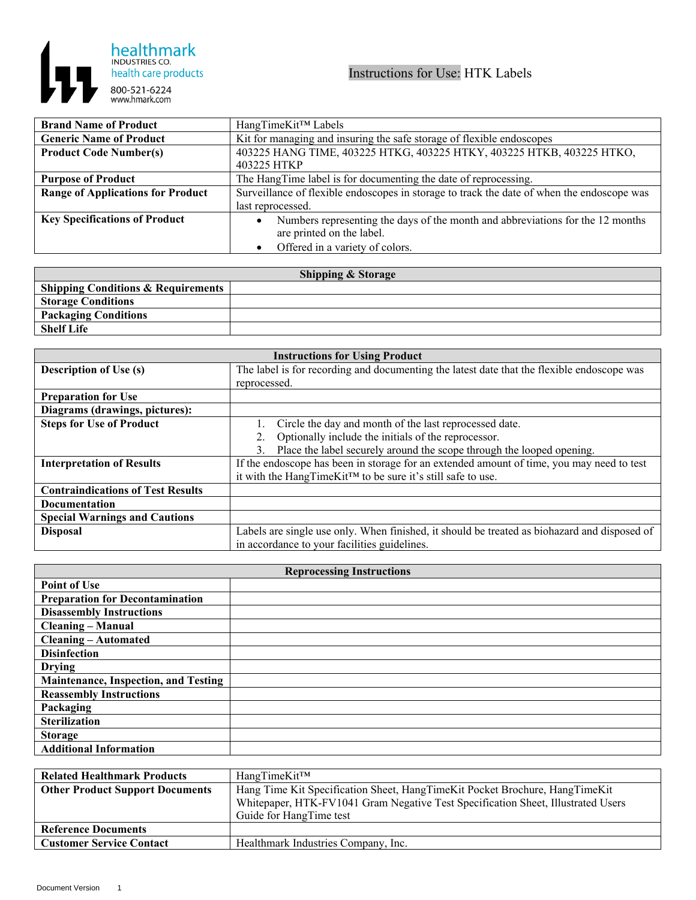healthmark
INDUSTRIES CO.
health care products
800-521-6224
www.hmark.com

# Instructions for Use: HTK Labels

| | |
|---|---|
| **Brand Name of Product** | HangTimeKit™ Labels |
| **Generic Name of Product** | Kit for managing and insuring the safe storage of flexible endoscopes |
| **Product Code Number(s)** | 403225 HANG TIME, 403225 HTKG, 403225 HTKY, 403225 HTKB, 403225 HTKO, 403225 HTKP |
| **Purpose of Product** | The HangTime label is for documenting the date of reprocessing. |
| **Range of Applications for Product** | Surveillance of flexible endoscopes in storage to track the date of when the endoscope was last reprocessed. |
| **Key Specifications of Product** | • Numbers representing the days of the month and abbreviations for the 12 months are printed on the label.<br>• Offered in a variety of colors. |

| **Shipping & Storage** | |
|---|---|
| **Shipping Conditions & Requirements** | |
| **Storage Conditions** | |
| **Packaging Conditions** | |
| **Shelf Life** | |

| **Instructions for Using Product** | |
|---|---|
| **Description of Use (s)** | The label is for recording and documenting the latest date that the flexible endoscope was reprocessed. |
| **Preparation for Use** | |
| **Diagrams (drawings, pictures):** | |
| **Steps for Use of Product** | 1. Circle the day and month of the last reprocessed date.<br>2. Optionally include the initials of the reprocessor.<br>3. Place the label securely around the scope through the looped opening. |
| **Interpretation of Results** | If the endoscope has been in storage for an extended amount of time, you may need to test it with the HangTimeKit™ to be sure it's still safe to use. |
| **Contraindications of Test Results** | |
| **Documentation** | |
| **Special Warnings and Cautions** | |
| **Disposal** | Labels are single use only. When finished, it should be treated as biohazard and disposed of in accordance to your facilities guidelines. |

| **Reprocessing Instructions** | |
|---|---|
| **Point of Use** | |
| **Preparation for Decontamination** | |
| **Disassembly Instructions** | |
| **Cleaning – Manual** | |
| **Cleaning – Automated** | |
| **Disinfection** | |
| **Drying** | |
| **Maintenance, Inspection, and Testing** | |
| **Reassembly Instructions** | |
| **Packaging** | |
| **Sterilization** | |
| **Storage** | |
| **Additional Information** | |

| | |
|---|---|
| **Related Healthmark Products** | HangTimeKit™ |
| **Other Product Support Documents** | Hang Time Kit Specification Sheet, HangTimeKit Pocket Brochure, HangTimeKit Whitepaper, HTK-FV1041 Gram Negative Test Specification Sheet, Illustrated Users Guide for HangTime test |
| **Reference Documents** | |
| **Customer Service Contact** | Healthmark Industries Company, Inc. |

Document Version 1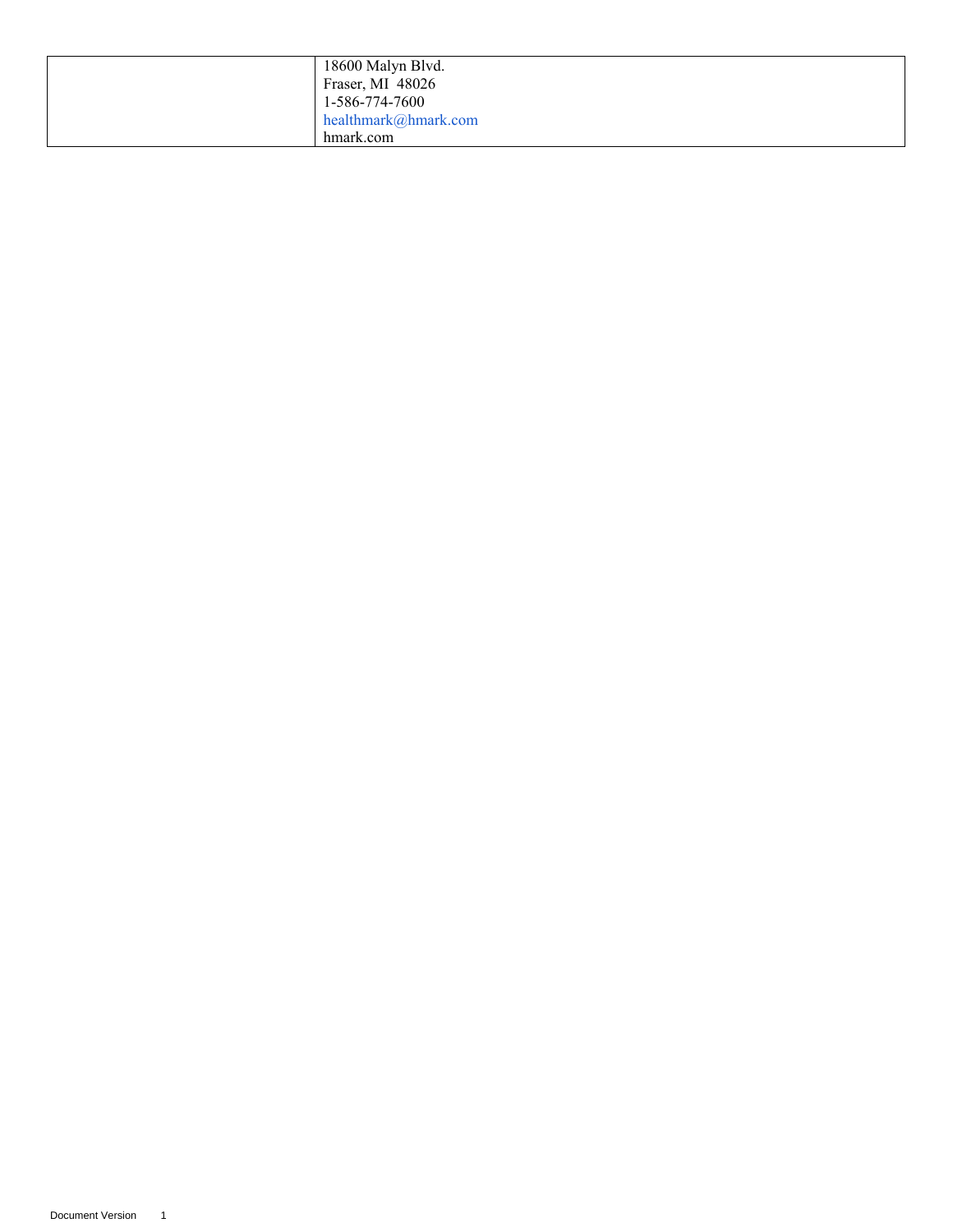| | |
|---|---|
| | 18600 Malyn Blvd.<br>Fraser, MI 48026<br>1-586-774-7600<br>healthmark@hmark.com<br>hmark.com |

Document Version 1